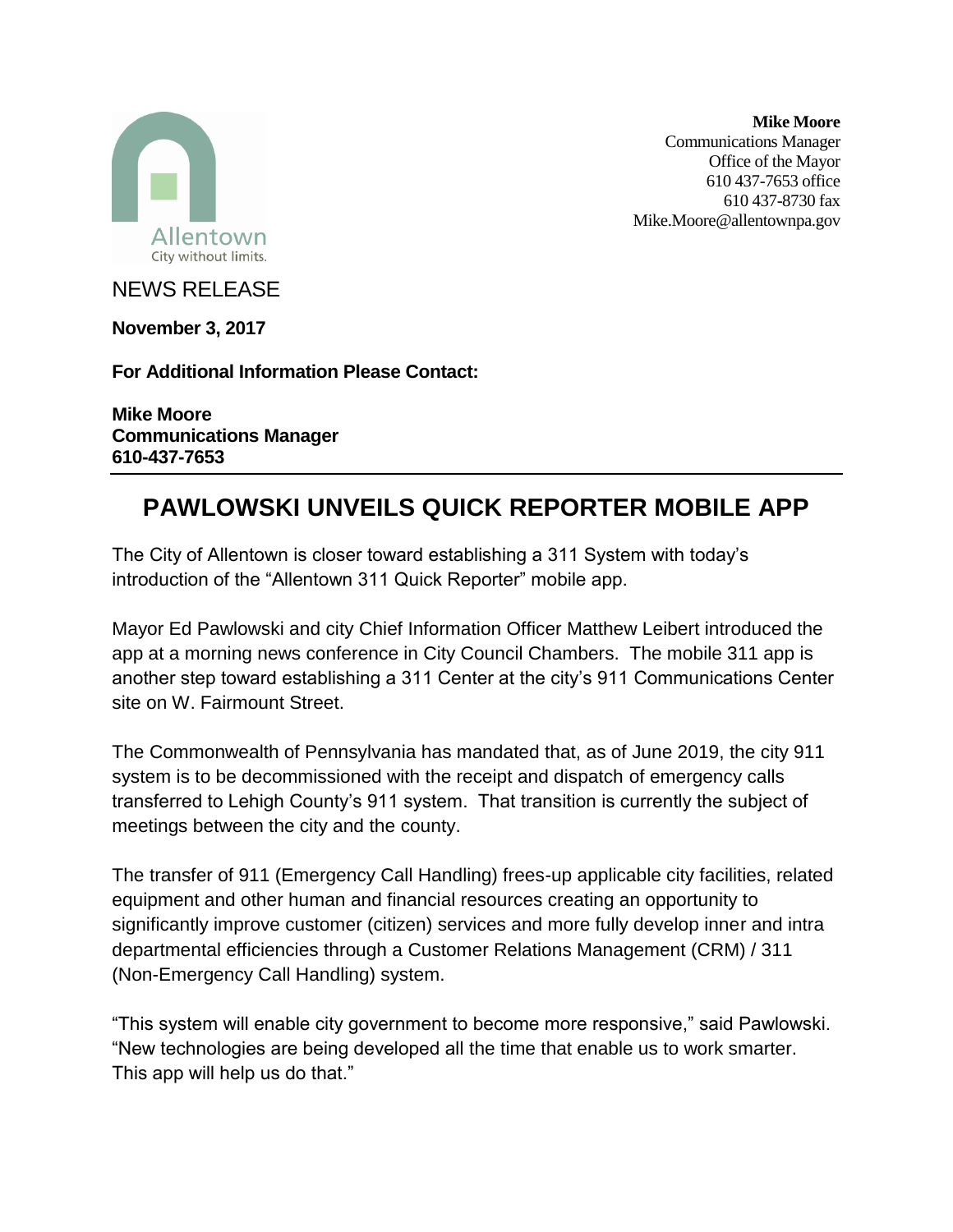Allentown
City without limits.

**Mike Moore**
Communications Manager
Office of the Mayor
610 437-7653 office
610 437-8730 fax
Mike.Moore@allentownpa.gov

NEWS RELEASE

**November 3, 2017**

**For Additional Information Please Contact:**

**Mike Moore**
**Communications Manager**
**610-437-7653**

---

# PAWLOWSKI UNVEILS QUICK REPORTER MOBILE APP

The City of Allentown is closer toward establishing a 311 System with today's introduction of the "Allentown 311 Quick Reporter" mobile app.

Mayor Ed Pawlowski and city Chief Information Officer Matthew Leibert introduced the app at a morning news conference in City Council Chambers. The mobile 311 app is another step toward establishing a 311 Center at the city's 911 Communications Center site on W. Fairmount Street.

The Commonwealth of Pennsylvania has mandated that, as of June 2019, the city 911 system is to be decommissioned with the receipt and dispatch of emergency calls transferred to Lehigh County's 911 system. That transition is currently the subject of meetings between the city and the county.

The transfer of 911 (Emergency Call Handling) frees-up applicable city facilities, related equipment and other human and financial resources creating an opportunity to significantly improve customer (citizen) services and more fully develop inner and intra departmental efficiencies through a Customer Relations Management (CRM) / 311 (Non-Emergency Call Handling) system.

"This system will enable city government to become more responsive," said Pawlowski. "New technologies are being developed all the time that enable us to work smarter. This app will help us do that."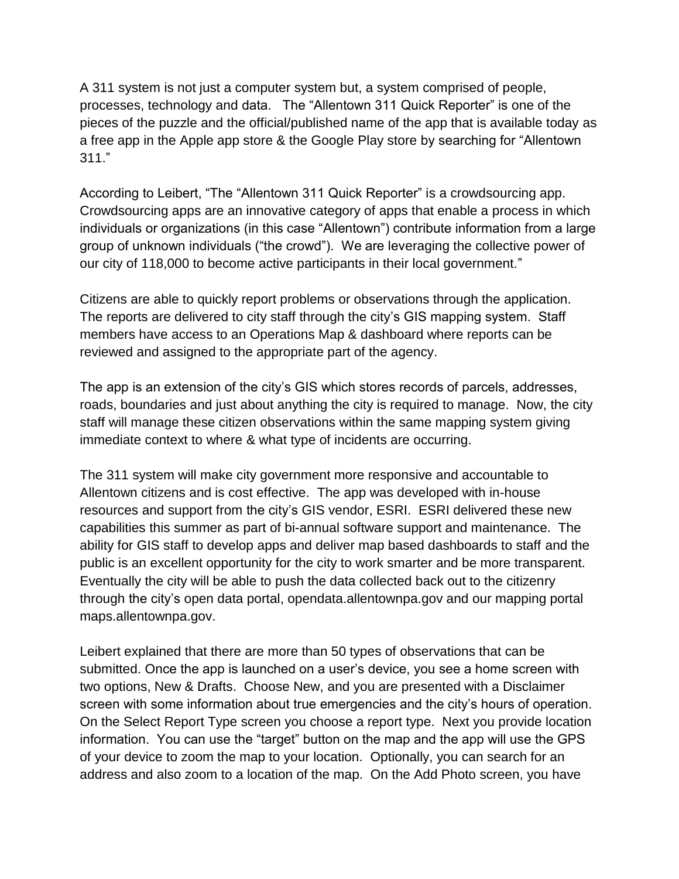A 311 system is not just a computer system but, a system comprised of people, processes, technology and data. The "Allentown 311 Quick Reporter" is one of the pieces of the puzzle and the official/published name of the app that is available today as a free app in the Apple app store & the Google Play store by searching for "Allentown 311."

According to Leibert, "The "Allentown 311 Quick Reporter" is a crowdsourcing app. Crowdsourcing apps are an innovative category of apps that enable a process in which individuals or organizations (in this case "Allentown") contribute information from a large group of unknown individuals ("the crowd"). We are leveraging the collective power of our city of 118,000 to become active participants in their local government."

Citizens are able to quickly report problems or observations through the application. The reports are delivered to city staff through the city's GIS mapping system. Staff members have access to an Operations Map & dashboard where reports can be reviewed and assigned to the appropriate part of the agency.

The app is an extension of the city's GIS which stores records of parcels, addresses, roads, boundaries and just about anything the city is required to manage. Now, the city staff will manage these citizen observations within the same mapping system giving immediate context to where & what type of incidents are occurring.

The 311 system will make city government more responsive and accountable to Allentown citizens and is cost effective. The app was developed with in-house resources and support from the city's GIS vendor, ESRI. ESRI delivered these new capabilities this summer as part of bi-annual software support and maintenance. The ability for GIS staff to develop apps and deliver map based dashboards to staff and the public is an excellent opportunity for the city to work smarter and be more transparent. Eventually the city will be able to push the data collected back out to the citizenry through the city's open data portal, opendata.allentownpa.gov and our mapping portal maps.allentownpa.gov.

Leibert explained that there are more than 50 types of observations that can be submitted. Once the app is launched on a user's device, you see a home screen with two options, New & Drafts. Choose New, and you are presented with a Disclaimer screen with some information about true emergencies and the city's hours of operation. On the Select Report Type screen you choose a report type. Next you provide location information. You can use the "target" button on the map and the app will use the GPS of your device to zoom the map to your location. Optionally, you can search for an address and also zoom to a location of the map. On the Add Photo screen, you have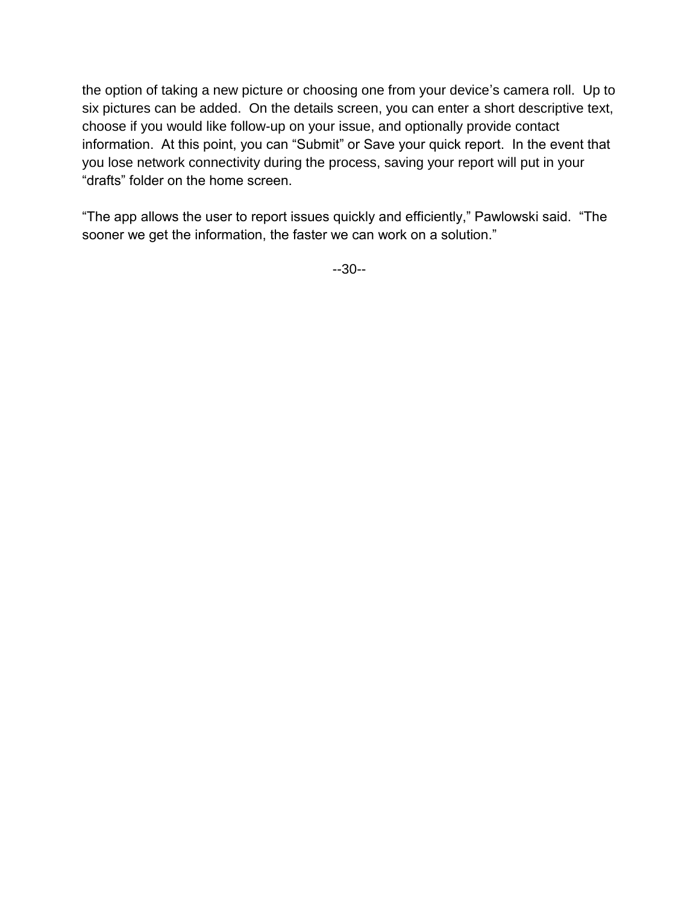the option of taking a new picture or choosing one from your device's camera roll. Up to six pictures can be added. On the details screen, you can enter a short descriptive text, choose if you would like follow-up on your issue, and optionally provide contact information. At this point, you can "Submit" or Save your quick report. In the event that you lose network connectivity during the process, saving your report will put in your "drafts" folder on the home screen.

"The app allows the user to report issues quickly and efficiently," Pawlowski said. "The sooner we get the information, the faster we can work on a solution."

--30--